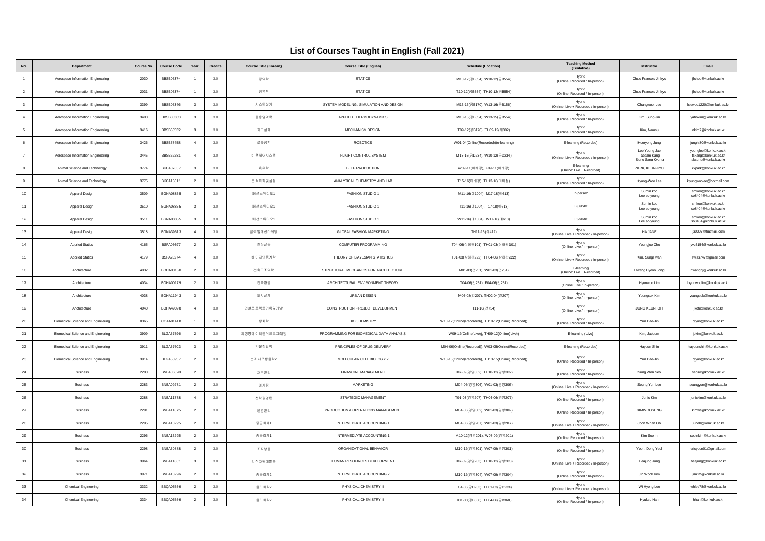# List of Courses Taught in English (Fall 2021)

| No. | Department | Course No. | Course Code | Year | Credits | Course Title (Korean) | Course Title (English) | Schedule (Location) | Teaching Method (Tentative) | Instructor | Email |
|---|---|---|---|---|---|---|---|---|---|---|---|
| 1 | Aerospace Information Engineering | 2030 | BBSB06374 | 1 | 3.0 | 정역학 | STATICS | M10-12(공B554), W10-12(공B554) | Hybrid (Online: Recorded / In-person) | Choo Francois Jinkyo | jfchoo@konkuk.ac.kr |
| 2 | Aerospace Information Engineering | 2031 | BBSB06374 | 1 | 3.0 | 정역학 | STATICS | T10-12(공B554), TH10-12(공B554) | Hybrid (Online: Recorded / In-person) | Choo Francois Jinkyo | jfchoo@konkuk.ac.kr |
| 3 | Aerospace Information Engineering | 3399 | BBSB06346 | 3 | 3.0 | 시스템설계 | SYSTEM MODELING, SIMULATION AND DESIGN | M13-16(공B170), W13-16(공B156) | Hybrid (Online: Live + Recorded / In-person) | Changwoo, Lee | leewoo1220@konkuk.ac.kr |
| 4 | Aerospace Information Engineering | 3400 | BBSB06363 | 3 | 3.0 | 응용열역학 | APPLIED THERMODYNAMICS | M13-15(공B554), W13-15(공B554) | Hybrid (Online: Recorded / In-person) | Kim, Sung-Jin | yahokim@konkuk.ac.kr |
| 5 | Aerospace Information Engineering | 3416 | BBSB55532 | 3 | 3.0 | 기구설계 | MECHANISM DESIGN | T09-12(공B170), TH09-12(새302) | Hybrid (Online: Recorded / In-person) | Kim, Namsu | nkim7@konkuk.ac.kr |
| 6 | Aerospace Information Engineering | 3426 | BBSB57458 | 4 | 3.0 | 로봇공학 | ROBOTICS | W01-04(Online(Recorded))(e-learning) | E-learning (Recorded) | Hoeryong Jung | junghl80@konkuk.ac.kr |
| 7 | Aerospace Information Engineering | 3445 | BBSB62281 | 4 | 3.0 | 비행제어시스템 | FLIGHT CONTROL SYSTEM | M13-15(공D234), W10-12(공D234) | Hybrid (Online: Live + Recorded / In-person) | Lee Young Jae<br>Taesam Kang<br>Sung Sang Kyung | younglee@konkuk.ac.kr<br>tskang@konkuk.ac.kr<br>sksung@konkuk.ac.kr |
| 8 | Animal Science and Technology | 3774 | BKCA07637 | 3 | 3.0 | 육우학 | BEEF PRODUCTION | W09-11(미배정), F09-11(미배정) | E-learning (Online: Live + Recorded) | PARK, KEUN-KYU | kkpark@konkuk.ac.kr |
| 9 | Animal Science and Technology | 3775 | BKCA15011 | 2 | 3.0 | 분석화학및실험 | ANALYTICAL CHEMISTRY AND LAB | T15-16(미배정), TH13-18(미배정) | Hybrid (Online: Recorded / In-person) | Kyung-Woo Lee | kyungwoolee@hotmail.com |
| 10 | Apparel Design | 3509 | BGNA08855 | 3 | 3.0 | 패션스튜디오1 | FASHION STUDIO 1 | M11-16(예1004), M17-18(예613) | In-person | Sumin koo<br>Lee so-young | smkoo@konkuk.ac.kr<br>so8404@konkuk.ac.kr |
| 11 | Apparel Design | 3510 | BGNA08855 | 3 | 3.0 | 패션스튜디오1 | FASHION STUDIO 1 | T11-16(예1004), T17-18(예613) | In-person | Sumin koo<br>Lee so-young | smkoo@konkuk.ac.kr<br>so8404@konkuk.ac.kr |
| 12 | Apparel Design | 3511 | BGNA08855 | 3 | 3.0 | 패션스튜디오1 | FASHION STUDIO 1 | W11-16(예1004), W17-18(예613) | In-person | Sumin koo<br>Lee so-young | smkoo@konkuk.ac.kr<br>so8404@konkuk.ac.kr |
| 13 | Apparel Design | 3518 | BGNA39613 | 4 | 3.0 | 글로벌패션마케팅 | GLOBAL FASHION MARKETING | TH11-16(예412) | Hybrid (Online: Live + Recorded / In-person) | HA JANE | js0307@hatmail.com |
| 14 | Applied Statics | 4165 | BSFA06697 | 2 | 3.0 | 전산실습 | COMPUTER PROGRAMMING | T04-06(상허관101), TH01-03(상허관101) | Hybrid (Online: Live / In-person) | Youngjoo Cho | yvc5154@konkuk.ac.kr |
| 15 | Applied Statics | 4179 | BSFA26274 | 4 | 3.0 | 베이지안통계학 | THEORY OF BAYESIAN STATISTICS | T01-03(상허관222), TH04-06(상허관222) | Hybrid (Online: Live + Recorded / In-person) | Kim, SungHwan | swiss747@gmail.com |
| 16 | Architecture | 4032 | BOHA00150 | 2 | 3.0 | 건축구조역학 | STRUCTURAL MECHANICS FOR ARCHITECTURE | M01-03(건251), W01-03(건251) | E-learning (Online: Live + Recorded) | Hwang Hyeon Jong | hwanghj@konkuk.ac.kr |
| 17 | Architecture | 4034 | BOHA00179 | 2 | 3.0 | 건축환경 | ARCHITECTURAL ENVIRONMENT THEORY | T04-06(건251), F04-06(건251) | Hybrid (Online: Live / In-person) | Hyunwoo Lim | hyunwoolim@konkuk.ac.kr |
| 18 | Architecture | 4038 | BOHA11943 | 3 | 3.0 | 도시설계 | URBAN DESIGN | M06-08(건207), TH02-04(건207) | Hybrid (Online: Live / In-person) | Youngsuk Kim | youngsuk@konkuk.ac.kr |
| 19 | Architecture | 4040 | BOHA49098 | 4 | 3.0 | 건설프로젝트기획및개발 | CONSTRUCTION PROJECT DEVELOPMENT | T11-16(건754) | Hybrid (Online: Live / In-person) | JUNG KEUN, OH | jkoh@konkuk.ac.kr |
| 20 | Biomedical Science and Engineering | 0365 | COAA81418 | 1 | 3.0 | 생화학 | BIOCHEMISTRY | W10-12(Online(Recorded)), TH10-12(Online(Recorded)) | Hybrid (Online: Recorded / In-person) | Yun Dae-Jin | djyun@konkuk.ac.kr |
| 21 | Biomedical Science and Engineering | 3909 | BLGA57596 | 2 | 3.0 | 의생명데이터분석프로그래밍 | PROGRAMMING FOR BIOMEDICAL DATA ANALYSIS | W09-12(Online(Live)), TH09-12(Online(Live)) | E-learning (Live) | Kim, Jaebum | jbkim@konkuk.ac.kr |
| 22 | Biomedical Science and Engineering | 3911 | BLGA57603 | 3 | 3.0 | 약물전달학 | PRINCIPLES OF DRUG DELIVERY | M04-06(Online(Recorded)), W03-05(Online(Recorded)) | E-learning (Recorded) | Hayoun Shin | hayounshin@konkuk.ac.kr |
| 23 | Biomedical Science and Engineering | 3914 | BLGA58957 | 2 | 3.0 | 분자세포생물학2 | MOLECULAR CELL BIOLOGY 2 | W13-15(Online(Recorded)), TH13-15(Online(Recorded)) | Hybrid (Online: Recorded / In-person) | Yun Dae-Jin | djyun@konkuk.ac.kr |
| 24 | Business | 2280 | BNBA06828 | 2 | 3.0 | 재무관리 | FINANCIAL MANAGEMENT | T07-09(경영302), TH10-12(경영302) | Hybrid (Online: Recorded / In-person) | Sung Won Seo | seosw@konkuk.ac.kr |
| 25 | Business | 2283 | BNBA09271 | 2 | 3.0 | 마케팅 | MARKETING | M04-06(경영306), W01-03(경영306) | Hybrid (Online: Live + Recorded / In-person) | Seung Yun Lee | seungyun@konkuk.ac.kr |
| 26 | Business | 2288 | BNBA11778 | 4 | 3.0 | 전략경영론 | STRATEGIC MANAGEMENT | T01-03(경영207), TH04-06(경영207) | Hybrid (Online: Recorded / In-person) | Junic Kim | junickim@konkuk.ac.kr |
| 27 | Business | 2291 | BNBA11875 | 2 | 3.0 | 운영관리 | PRODUCTION & OPERATIONS MANAGEMENT | M04-06(경영302), W01-03(경영302) | Hybrid (Online: Recorded / In-person) | KIMWOOSUNG | kimws@konkuk.ac.kr |
| 28 | Business | 2295 | BNBA13295 | 2 | 3.0 | 중급회계1 | INTERMEDIATE ACCOUNTING 1 | M04-06(경영207), W01-03(경영207) | Hybrid (Online: Live + Recorded / In-person) | Joon Whan Oh | juneh@konkuk.ac.kr |
| 29 | Business | 2296 | BNBA13295 | 2 | 3.0 | 중급회계1 | INTERMEDIATE ACCOUNTING 1 | M10-12(경영201), W07-09(경영201) | Hybrid (Online: Recorded / In-person) | Kim Soo In | sooinkim@konkuk.ac.kr |
| 30 | Business | 2298 | BNBA50888 | 2 | 3.0 | 조직행동 | ORGANIZATIONAL BEHAVIOR | M10-12(경영301), W07-09(경영301) | Hybrid (Online: Recorded / In-person) | Yoon, Dong Yeol | ericyoon01@gmail.com |
| 31 | Business | 3964 | BNBA11881 | 3 | 3.0 | 인적자원개발론 | HUMAN RESOURCES DEVELOPMENT | T07-09(경영203), TH10-12(경영203) | Hybrid (Online: Live + Recorded / In-person) | Heajung Jung | heajung@konkuk.ac.kr |
| 32 | Business | 3971 | BNBA13296 | 2 | 3.0 | 중급회계2 | INTERMEDIATE ACCOUNTING 2 | M10-12(경영304), W07-09(경영304) | Hybrid (Online: Recorded / In-person) | Jin Wook Kim | jinkim@konkuk.ac.kr |
| 33 | Chemical Engineering | 3332 | BBQA05556 | 2 | 3.0 | 물리화학2 | PHYSICAL CHEMISTRY II | T04-06(공D233), TH01-03(공D233) | Hybrid (Online: Live + Recorded / In-person) | Wi Hyong Lee | whlee78@konkuk.ac.kr |
| 34 | Chemical Engineering | 3334 | BBQA05556 | 2 | 3.0 | 물리화학2 | PHYSICAL CHEMISTRY II | T01-03(공B368), TH04-06(공B368) | Hybrid (Online: Recorded / In-person) | Hyuksu Han | hhan@konkuk.ac.kr |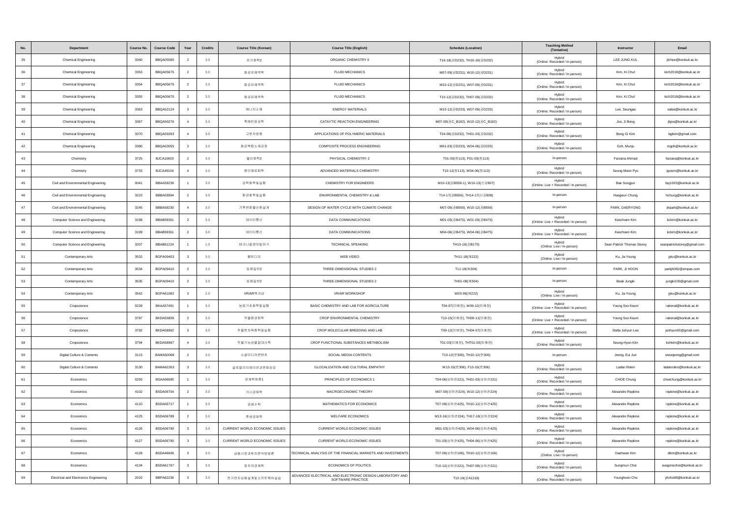| No. | Department | Course No. | Course Code | Year | Credits | Course Title (Korean) | Course Title (English) | Schedule (Location) | Teaching Method (Tentative) | Instructor | Email |
|---|---|---|---|---|---|---|---|---|---|---|---|
| 35 | Chemical Engineering | 3340 | BBQA05580 | 2 | 3.0 | 유기화학2 | ORGANIC CHEMISTRY II | T16-18(공D232), TH16-18(공D232) | Hybrid (Online: Recorded / In-person) | LEE JUNG KUL | jkrhee@konkuk.ac.kr |
| 36 | Chemical Engineering | 3353 | BBQA05675 | 2 | 3.0 | 화공유체역학 | FLUID MECHANICS | M07-09(공D231), W10-12(공D231) | Hybrid (Online: Recorded / In-person) | Kim, Ki Chul | kich2018@konkuk.ac.kr |
| 37 | Chemical Engineering | 3354 | BBQA05675 | 2 | 3.0 | 화공유체역학 | FLUID MECHANICS | M10-12(공D231), W07-09(공D231) | Hybrid (Online: Recorded / In-person) | Kim, Ki Chul | kich2018@konkuk.ac.kr |
| 38 | Chemical Engineering | 3355 | BBQA05675 | 2 | 3.0 | 화공유체역학 | FLUID MECHANICS | T10-12(공D232), TH07-09(공D232) | Hybrid (Online: Recorded / In-person) | Kim, Ki Chul | kich2018@konkuk.ac.kr |
| 39 | Chemical Engineering | 3363 | BBQA52124 | 3 | 3.0 | 에너지소재 | ENERGY MATERIALS | M10-12(공D233), W07-09(공D233) | Hybrid (Online: Recorded / In-person) | Lee, Seungae | salee@konkuk.ac.kr |
| 40 | Chemical Engineering | 3367 | BBQA59276 | 4 | 3.0 | 촉매반응공학 | CATAYTIC REACTION ENGINEERING | M07-09(공C_B182), W10-12(공C_B182) | Hybrid (Online: Recorded / In-person) | Joo, Ji Bong | jbjoo@konkuk.ac.kr |
| 41 | Chemical Engineering | 3370 | BBQA59283 | 4 | 3.0 | 고분자응용 | APPLICATIONS OF POLYMERIC MATERIALS | T04-06(공D232), TH01-03(공D232) | Hybrid (Online: Recorded / In-person) | Bong Gi Kim | bgkim@gmail.com |
| 42 | Chemical Engineering | 3380 | BBQA63055 | 3 | 3.0 | 화공복합소재공정 | COMPOSITE PROCESS ENGINEERING | M01-03(공D233), W04-06(공D233) | Hybrid (Online: Recorded / In-person) | Goh, Munju | mgoh@konkuk.ac.kr |
| 43 | Chemistry | 3725 | BJCA10603 | 2 | 3.0 | 물리화학2 | PHYSICAL CHEMISTRY 2 | T01-03(창113), F01-03(창113) | In-person | Farzana Ahmad | farzana@konkuk.ac.kr |
| 44 | Chemistry | 3733 | BJCA49104 | 4 | 3.0 | 첨단재료화학 | ADVANCED MATERIALS CHEMISTRY | T10-12(창113), W04-06(창113) | Hybrid (Online: Recorded / In-person) | Seung Moon Pyo | pyosm@konkuk.ac.kr |
| 45 | Civil and Environmental Engineering | 0041 | BBAA59239 | 1 | 3.0 | 공학화학및실험 | CHEMISTRY FOR ENGINEERS | M10-13(공B559-1), W10-13(신공807) | Hybrid (Online: Live + Recorded / In-person) | Bae Sungjun | bsj1003@konkuk.ac.kr |
| 46 | Civil and Environmental Engineering | 3223 | BBBA03994 | 2 | 3.0 | 환경화학및실험 | ENVIRONMENTAL CHEMISTRY & LAB. | T14-17(공B556), TH14-17(신공808) | In-person | Haegeun Chung | hchung@konkuk.ac.kr |
| 47 | Civil and Environmental Engineering | 3245 | BBBA59230 | 4 | 3.0 | 기후변화물순환설계 | DESIGN OF WATER CYCLE WITH CLIMATE CHANGE | M07-09(공B556), W10-12(공B556) | In-person | PARK, DAERYONG | drpark@konkuk.ac.kr |
| 48 | Computer Science and Engineering | 3198 | BBAB59361 | 2 | 3.0 | 데이터통신 | DATA COMMUNICATIONS | M01-03(공B475), W01-03(공B475) | Hybrid (Online: Live + Recorded / In-person) | Keechoen Kim | kckim@konkuk.ac.kr |
| 49 | Computer Science and Engineering | 3199 | BBAB59361 | 2 | 3.0 | 데이터통신 | DATA COMMUNICATIONS | M04-06(공B475), W04-06(공B475) | Hybrid (Online: Live + Recorded / In-person) | Keechoen Kim | kckim@konkuk.ac.kr |
| 50 | Computer Science and Engineering | 3207 | BBAB61224 | 1 | 1.0 | 테크니컬영어말하기 | TECHNICAL SPEAKING | TH15-16(공B170) | Hybrid (Online: Live / In-person) | Sean Patrick Thomas Storey | seanpatrickstorey@gmail.com |
| 51 | Contemporary Arts | 3532 | BGPA09403 | 3 | 3.0 | 웹비디오 | WEB VIDEO | TH11-18(예222) | Hybrid (Online: Live / In-person) | Ku, Ja-Young | jyku@konkuk.ac.kr |
| 52 | Contemporary Arts | 3534 | BGPA09410 | 2 | 3.0 | 입체일반2 | THREE-DIMENSIONAL STUDIES 2 | T11-18(예304) | In-person | PARK, JI HOON | parkjh082@empas.com |
| 53 | Contemporary Arts | 3535 | BGPA09410 | 2 | 3.0 | 입체일반2 | THREE-DIMENSIONAL STUDIES 2 | TH01-08(예304) | In-person | Beak Jungki | jungki100@gmail.com |
| 54 | Contemporary Arts | 3542 | BGPA61082 | 3 | 2.0 | VR/AR워크샵 | VR/AR WORKSHOP | W03-08(예222) | Hybrid (Online: Live / In-person) | Ku, Ja-Young | jyku@konkuk.ac.kr |
| 55 | Cropscience | 0228 | BKAA57491 | 1 | 3.0 | 농업기초화학및실험 | BASIC CHEMISTRY AND LAB FOR AGRICULTURE | T04-07(미배정), W09-12(미배정) | Hybrid (Online: Live + Recorded / In-person) | Young Soo Keum | rational@konkuk.ac.kr |
| 56 | Cropscience | 3787 | BKDA55809 | 2 | 3.0 | 작물환경화학 | CROP ENVIRONMENTAL CHEMISTRY | T13-15(미배정), TH09-11(미배정) | Hybrid (Online: Live + Recorded / In-person) | Young Soo Keum | rational@konkuk.ac.kr |
| 57 | Cropscience | 3792 | BKDA58962 | 3 | 3.0 | 작물분자육종학및실험 | CROP MOLECULAR BREEDING AND LAB | T09-12(미배정), TH04-07(미배정) | Hybrid (Online: Live + Recorded / In-person) | Stella Juhyun Lee | joohyun00@gmail.com |
| 58 | Cropscience | 3794 | BKDA58967 | 4 | 3.0 | 작물기능성물질대사학 | CROP FUNCTIONAL SUBSTANCES METABOLISM | T01-03(미배정), THT01-03(미배정) | Hybrid (Online: Recorded / In-person) | Seung-Hyun Kim | kshkim@konkuk.ac.kr |
| 59 | Digital Culture & Contents | 3113 | BAMA50068 | 2 | 3.0 | 소셜미디어콘텐츠 | SOCIAL MEDIA CONTENTS | T10-12(문306), TH10-12(문306) | In-person | Jeong, Eui Jun | stevejeong@gmail.com |
| 60 | Digital Culture & Contents | 3130 | BAMA62263 | 3 | 3.0 | 글로컬라이제이션과문화공감 | GLOCALIZATION AND CULTURAL EMPATHY | W13-15(문306), F13-15(문306) | Hybrid (Online: Recorded / In-person) | Ladan Rokni | ladanrokni@konkuk.ac.kr |
| 61 | Economics | 0293 | BSAA06685 | 1 | 3.0 | 경제학원론1 | PRINCIPLES OF ECONOMICS 1 | T04-06(상허관221), TH01-03(상허관221) | Hybrid (Online: Recorded / In-person) | CHOE Chung | choechung@konkuk.ac.kr |
| 62 | Economics | 4102 | BSDA06704 | 2 | 3.0 | 거시경제학 | MACROECONOMIC THEORY | M07-09(상허관224), W10-12(상허관224) | Hybrid (Online: Recorded / In-person) | Alexandre Repkine | repkine@konkuk.ac.kr |
| 63 | Economics | 4110 | BSDA06717 | 1 | 3.0 | 경제수학 | MATHEMATICS FOR ECONOMICS | T07-09(상허관425), TH10-12(상허관425) | Hybrid (Online: Recorded / In-person) | Alexandre Repkine | repkine@konkuk.ac.kr |
| 64 | Economics | 4125 | BSDA06789 | 2 | 3.0 | 후생경제학 | WELFARE ECONOMICS | M13-16(상허관224), TH17-18(상허관224) | Hybrid (Online: Recorded / In-person) | Alexandre Repkine | repkine@konkuk.ac.kr |
| 65 | Economics | 4126 | BSDA06790 | 3 | 3.0 | CURRENT WORLD ECONOMIC ISSUES | CURRENT WORLD ECONOMIC ISSUES | M01-03(상허관425), W04-06(상허관425) | Hybrid (Online: Recorded / In-person) | Alexandre Repkine | repkine@konkuk.ac.kr |
| 66 | Economics | 4127 | BSDA06790 | 3 | 3.0 | CURRENT WORLD ECONOMIC ISSUES | CURRENT WORLD ECONOMIC ISSUES | T01-03(상허관425), TH04-06(상허관425) | Hybrid (Online: Recorded / In-person) | Alexandre Repkine | repkine@konkuk.ac.kr |
| 67 | Economics | 4128 | BSDA46606 | 3 | 3.0 | 금융시장과투자분석방법론 | TECHNICAL ANALYSIS OF THE FINANCIAL MARKETS AND INVESTMENTS | T07-09(상허관106), TH10-12(상허관106) | Hybrid (Online: Live / In-person) | Daehwan Kim | dkim@konkuk.ac.kr |
| 68 | Economics | 4134 | BSDA61767 | 3 | 3.0 | 정치의경제학 | ECONOMICS OF POLITICS | T10-12(상허관221), TH07-09(상허관221) | Hybrid (Online: Recorded / In-person) | Sungmun Choi | evegenschoi@konkuk.ac.kr |
| 69 | Electrical and Electronics Engineering | 2015 | BBPA62236 | 3 | 3.0 | 전기전자심화설계및소프트웨어실습 | ADVANCED ELECTRICAL AND ELECTRONIC DESIGN LABORATORY AND SOFTWARE PRACTICE | T13-19(공A1218) | Hybrid (Online: Recorded / In-person) | Younghoon Cho | yhcho98@konkuk.ac.kr |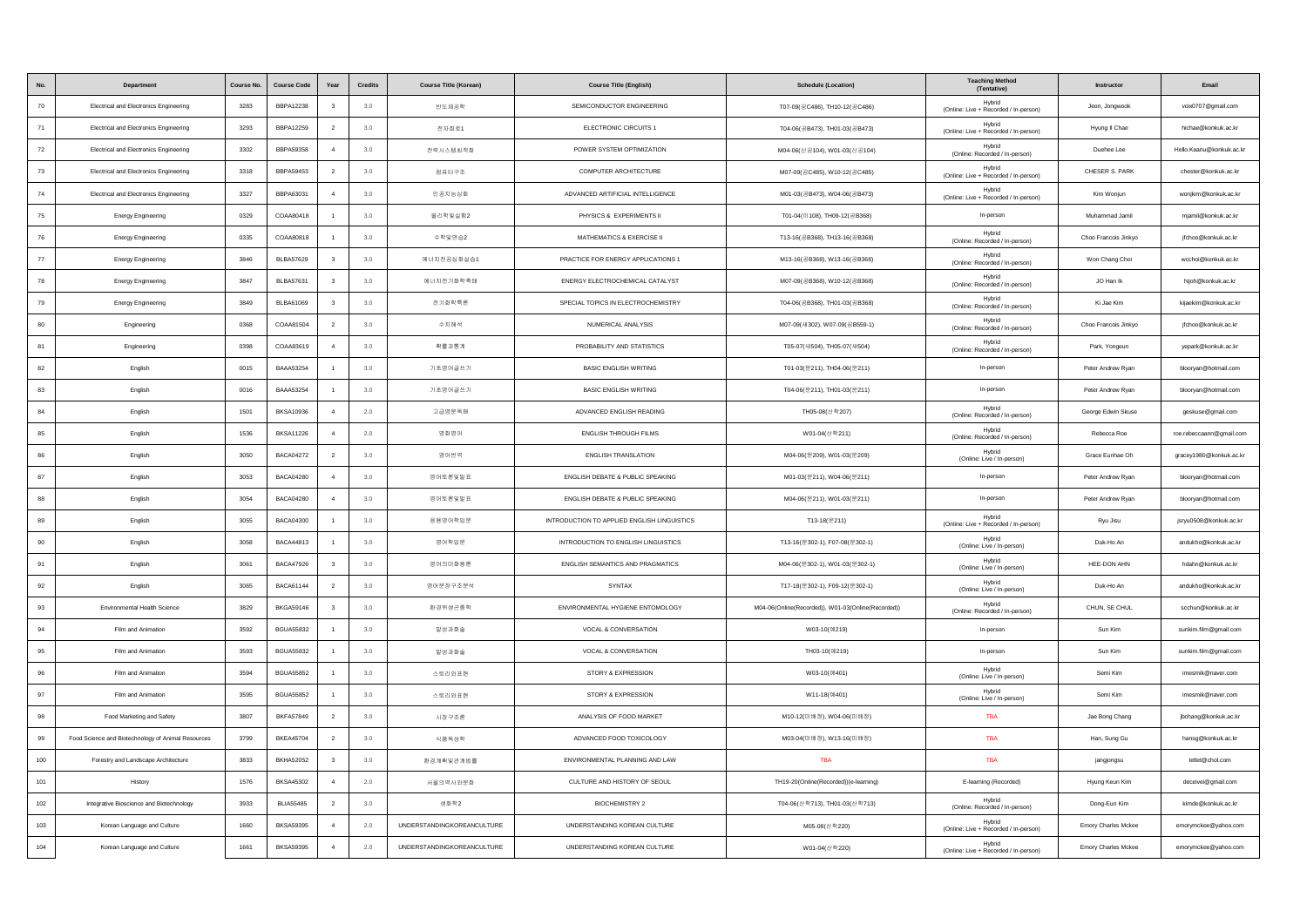| No. | Department | Course No. | Course Code | Year | Credits | Course Title (Korean) | Course Title (English) | Schedule (Location) | Teaching Method (Tentative) | Instructor | Email |
|---|---|---|---|---|---|---|---|---|---|---|---|
| 70 | Electrical and Electronics Engineering | 3283 | BBPA12238 | 3 | 3.0 | 반도체공학 | SEMICONDUCTOR ENGINEERING | T07-09(공C486), TH10-12(공C486) | Hybrid (Online: Live + Recorded / In-person) | Jeon, Jongwook | veie0707@gmail.com |
| 71 | Electrical and Electronics Engineering | 3293 | BBPA12259 | 2 | 3.0 | 전자회로1 | ELECTRONIC CIRCUITS 1 | T04-06(공B473), TH01-03(공B473) | Hybrid (Online: Live + Recorded / In-person) | Hyung Il Chae | hichae@konkuk.ac.kr |
| 72 | Electrical and Electronics Engineering | 3302 | BBPA59358 | 4 | 3.0 | 전력시스템최적화 | POWER SYSTEM OPTIMIZATION | M04-06(신공104), W01-03(신공104) | Hybrid (Online: Recorded / In-person) | Duehee Lee | Hello.Keanu@konkuk.ac.kr |
| 73 | Electrical and Electronics Engineering | 3318 | BBPA59453 | 2 | 3.0 | 컴퓨터구조 | COMPUTER ARCHITECTURE | M07-09(공C485), W10-12(공C485) | Hybrid (Online: Live + Recorded / In-person) | CHESER S. PARK | chester@konkuk.ac.kr |
| 74 | Electrical and Electronics Engineering | 3327 | BBPA63031 | 4 | 3.0 | 인공지능심화 | ADVANCED ARTIFICIAL INTELLIGENCE | M01-03(공B473), W04-06(공B473) | Hybrid (Online: Live + Recorded / In-person) | Kim Wonjun | wonjkim@konkuk.ac.kr |
| 75 | Energy Engineering | 0329 | COAA80418 | 1 | 3.0 | 물리학및실험2 | PHYSICS & EXPERIMENTS II | T01-04(미108), TH09-12(공B368) | In-person | Muhammad Jamil | mjamil@konkuk.ac.kr |
| 76 | Energy Engineering | 0335 | COAA80818 | 1 | 3.0 | 수학및연습2 | MATHEMATICS & EXERCISE II | T13-16(공B368), TH13-16(공B368) | Hybrid (Online: Recorded / In-person) | Choo Francois Jinkyo | jfchoo@konkuk.ac.kr |
| 77 | Energy Engineering | 3846 | BLBA57629 | 3 | 3.0 | 에너지전공심화실습1 | PRACTICE FOR ENERGY APPLICATIONS 1 | M13-16(공B368), W13-16(공B368) | Hybrid (Online: Recorded / In-person) | Won Chang Choi | wcchoi@konkuk.ac.kr |
| 78 | Energy Engineering | 3847 | BLBA57631 | 3 | 3.0 | 에너지전기화학촉매 | ENERGY ELECTROCHEMICAL CATALYST | M07-09(공B368), W10-12(공B368) | Hybrid (Online: Recorded / In-person) | JO Han Ik | hijoh@konkuk.ac.kr |
| 79 | Energy Engineering | 3849 | BLBA61069 | 3 | 3.0 | 전기화학특론 | SPECIAL TOPICS IN ELECTROCHEMISTRY | T04-06(공B368), TH01-03(공B368) | Hybrid (Online: Recorded / In-person) | Ki Jae Kim | kijaekim@konkuk.ac.kr |
| 80 | Engineering | 0368 | COAA81504 | 2 | 3.0 | 수치해석 | NUMERICAL ANALYSIS | M07-09(새302), W07-09(공B559-1) | Hybrid (Online: Recorded / In-person) | Choo Francois Jinkyo | jfchoo@konkuk.ac.kr |
| 81 | Engineering | 0398 | COAA83619 | 4 | 3.0 | 확률과통계 | PROBABILITY AND STATISTICS | T05-07(새504), TH05-07(새504) | Hybrid (Online: Recorded / In-person) | Park, Yongeun | yepark@konkuk.ac.kr |
| 82 | English | 0015 | BAAA53254 | 1 | 3.0 | 기초영어글쓰기 | BASIC ENGLISH WRITING | T01-03(문211), TH04-06(문211) | In-person | Peter Andrew Ryan | blooryan@hotmail.com |
| 83 | English | 0016 | BAAA53254 | 1 | 3.0 | 기초영어글쓰기 | BASIC ENGLISH WRITING | T04-06(문211), TH01-03(문211) | In-person | Peter Andrew Ryan | blooryan@hotmail.com |
| 84 | English | 1501 | BKSA10936 | 4 | 2.0 | 고급영문독해 | ADVANCED ENGLISH READING | TH05-08(산학207) | Hybrid (Online: Recorded / In-person) | George Edwin Skuse | geskuse@gmail.com |
| 85 | English | 1536 | BKSA11226 | 4 | 2.0 | 영화영어 | ENGLISH THROUGH FILMS | W01-04(산학211) | Hybrid (Online: Recorded / In-person) | Rebecca Roe | roe.rebeccaann@gmail.com |
| 86 | English | 3050 | BACA04272 | 2 | 3.0 | 영어번역 | ENGLISH TRANSLATION | M04-06(문209), W01-03(문209) | Hybrid (Online: Live / In-person) | Grace Eunhae Oh | gracey1980@konkuk.ac.kr |
| 87 | English | 3053 | BACA04280 | 4 | 3.0 | 영어토론및발표 | ENGLISH DEBATE & PUBLIC SPEAKING | M01-03(문211), W04-06(문211) | In-person | Peter Andrew Ryan | blooryan@hotmail.com |
| 88 | English | 3054 | BACA04280 | 4 | 3.0 | 영어토론및발표 | ENGLISH DEBATE & PUBLIC SPEAKING | M04-06(문211), W01-03(문211) | In-person | Peter Andrew Ryan | blooryan@hotmail.com |
| 89 | English | 3055 | BACA04300 | 1 | 3.0 | 응용영어학입문 | INTRODUCTION TO APPLIED ENGLISH LINGUISTICS | T13-18(문211) | Hybrid (Online: Live + Recorded / In-person) | Ryu Jisu | jsryu0508@konkuk.ac.kr |
| 90 | English | 3058 | BACA44813 | 1 | 3.0 | 영어학입문 | INTRODUCTION TO ENGLISH LINGUISTICS | T13-16(문302-1), F07-08(문302-1) | Hybrid (Online: Live / In-person) | Duk-Ho An | andukho@konkuk.ac.kr |
| 91 | English | 3061 | BACA47926 | 3 | 3.0 | 영어의미화용론 | ENGLISH SEMANTICS AND PRAGMATICS | M04-06(문302-1), W01-03(문302-1) | Hybrid (Online: Live / In-person) | HEE-DON AHN | hdahn@konkuk.ac.kr |
| 92 | English | 3065 | BACA61144 | 2 | 3.0 | 영어문장구조분석 | SYNTAX | T17-18(문302-1), F09-12(문302-1) | Hybrid (Online: Live / In-person) | Duk-Ho An | andukho@konkuk.ac.kr |
| 93 | Environmental Health Science | 3829 | BKGA59146 | 3 | 3.0 | 환경위생곤충학 | ENVIRONMENTAL HYGIENE ENTOMOLOGY | M04-06(Online(Recorded)), W01-03(Online(Recorded)) | Hybrid (Online: Recorded / In-person) | CHUN, SE CHUL | scchun@konkuk.ac.kr |
| 94 | Film and Animation | 3592 | BGUA55832 | 1 | 3.0 | 발성과화술 | VOCAL & CONVERSATION | W03-10(예219) | In-person | Sun Kim | sunkim.film@gmail.com |
| 95 | Film and Animation | 3593 | BGUA55832 | 1 | 3.0 | 발성과화술 | VOCAL & CONVERSATION | TH03-10(예219) | In-person | Sun Kim | sunkim.film@gmail.com |
| 96 | Film and Animation | 3594 | BGUA55852 | 1 | 3.0 | 스토리와표현 | STORY & EXPRESSION | W03-10(예401) | Hybrid (Online: Live / In-person) | Semi Kim | imesmik@naver.com |
| 97 | Film and Animation | 3595 | BGUA55852 | 1 | 3.0 | 스토리와표현 | STORY & EXPRESSION | W11-18(예401) | Hybrid (Online: Live / In-person) | Semi Kim | imesmik@naver.com |
| 98 | Food Marketing and Safety | 3807 | BKFA57849 | 2 | 3.0 | 시장구조론 | ANALYSIS OF FOOD MARKET | M10-12(미배정), W04-06(미배정) | TBA | Jae Bong Chang | jbchang@konkuk.ac.kr |
| 99 | Food Science and Biotechnology of Animal Resources | 3799 | BKEA45704 | 2 | 3.0 | 식품독성학 | ADVANCED FOOD TOXICOLOGY | M03-04(미배정), W13-16(미배정) | TBA | Han, Sung Gu | hansg@konkuk.ac.kr |
| 100 | Forestry and Landscape Architecture | 3833 | BKHA52052 | 3 | 3.0 | 환경계획및관계법률 | ENVIRONMENTAL PLANNING AND LAW | TBA | TBA | jangjongsu | letlet@chol.com |
| 101 | History | 1576 | BKSA45302 | 4 | 2.0 | 서울의역사와문화 | CULTURE AND HISTORY OF SEOUL | TH19-20(Online(Recorded))(e-learning) | E-learning (Recorded) | Hyung Keun Kim | deceivei@gmail.com |
| 102 | Integrative Bioscience and Biotechnology | 3933 | BLIA55485 | 2 | 3.0 | 생화학2 | BIOCHEMISTRY 2 | T04-06(산학713), TH01-03(산학713) | Hybrid (Online: Recorded / In-person) | Dong-Eun Kim | kimde@konkuk.ac.kr |
| 103 | Korean Language and Culture | 1660 | BKSA59395 | 4 | 2.0 | UNDERSTANDINGKOREANCULTURE | UNDERSTANDING KOREAN CULTURE | M05-08(산학220) | Hybrid (Online: Live + Recorded / In-person) | Emory Charles Mckee | emorymckee@yahoo.com |
| 104 | Korean Language and Culture | 1661 | BKSA59395 | 4 | 2.0 | UNDERSTANDINGKOREANCULTURE | UNDERSTANDING KOREAN CULTURE | W01-04(산학220) | Hybrid (Online: Live + Recorded / In-person) | Emory Charles Mckee | emorymckee@yahoo.com |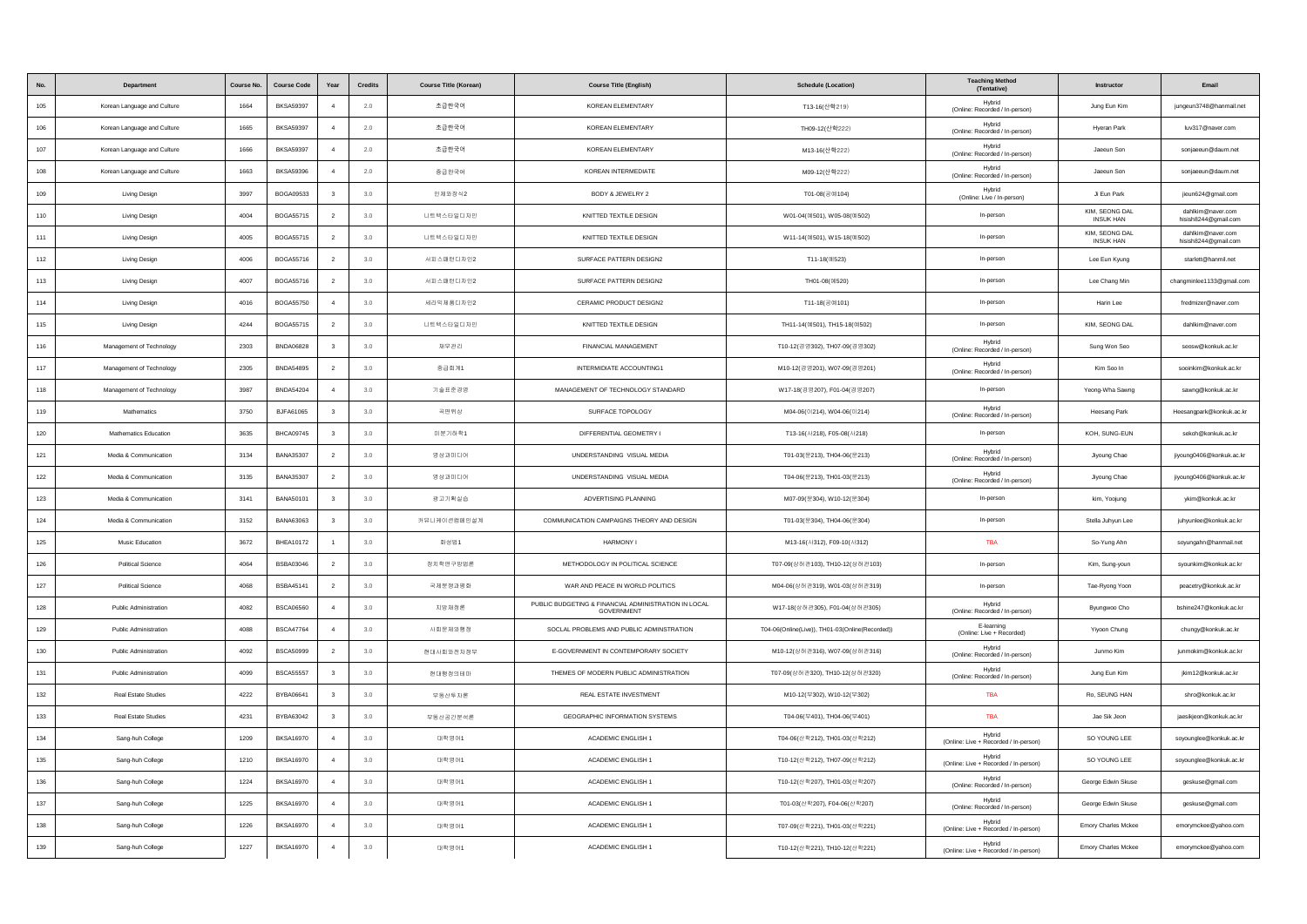| No. | Department | Course No. | Course Code | Year | Credits | Course Title (Korean) | Course Title (English) | Schedule (Location) | Teaching Method (Tentative) | Instructor | Email |
|---|---|---|---|---|---|---|---|---|---|---|---|
| 105 | Korean Language and Culture | 1664 | BKSA59397 | 4 | 2.0 | 초급한국어 | KOREAN ELEMENTARY | T13-16(산학219) | Hybrid (Online: Recorded / In-person) | Jung Eun Kim | jungeun3748@hanmail.net |
| 106 | Korean Language and Culture | 1665 | BKSA59397 | 4 | 2.0 | 초급한국어 | KOREAN ELEMENTARY | TH09-12(산학222) | Hybrid (Online: Recorded / In-person) | Hyeran Park | luv317@naver.com |
| 107 | Korean Language and Culture | 1666 | BKSA59397 | 4 | 2.0 | 초급한국어 | KOREAN ELEMENTARY | M13-16(산학222) | Hybrid (Online: Recorded / In-person) | Jaeeun Son | sonjaeeun@daum.net |
| 108 | Korean Language and Culture | 1663 | BKSA59396 | 4 | 2.0 | 중급한국어 | KOREAN INTERMEDIATE | M09-12(산학222) | Hybrid (Online: Recorded / In-person) | Jaeeun Son | sonjaeeun@daum.net |
| 109 | Living Design | 3997 | BOGA09533 | 3 | 3.0 | 인체와장식2 | BODY & JEWELRY 2 | T01-08(공예104) | Hybrid (Online: Live / In-person) | Ji Eun Park | jieun624@gmail.com |
| 110 | Living Design | 4004 | BOGA55715 | 2 | 3.0 | 니트텍스타일디자인 | KNITTED TEXTILE DESIGN | W01-04(예501), W05-08(예502) | In-person | KIM, SEONG DAL INSUK HAN | dahlkim@naver.com hsish8244@gmail.com |
| 111 | Living Design | 4005 | BOGA55715 | 2 | 3.0 | 니트텍스타일디자인 | KNITTED TEXTILE DESIGN | W11-14(예501), W15-18(예502) | In-person | KIM, SEONG DAL INSUK HAN | dahlkim@naver.com hsish8244@gmail.com |
| 112 | Living Design | 4006 | BOGA55716 | 2 | 3.0 | 서피스패턴디자인2 | SURFACE PATTERN DESIGN2 | T11-18(예523) | In-person | Lee Eun Kyung | starlett@hanmil.net |
| 113 | Living Design | 4007 | BOGA55716 | 2 | 3.0 | 서피스패턴디자인2 | SURFACE PATTERN DESIGN2 | TH01-08(예520) | In-person | Lee Chang Min | changminlee1133@gmail.com |
| 114 | Living Design | 4016 | BOGA55750 | 4 | 3.0 | 세라믹제품디자인2 | CERAMIC PRODUCT DESIGN2 | T11-18(공예101) | In-person | Harin Lee | fredmizer@naver.com |
| 115 | Living Design | 4244 | BOGA55715 | 2 | 3.0 | 니트텍스타일디자인 | KNITTED TEXTILE DESIGN | TH11-14(예501), TH15-18(예502) | In-person | KIM, SEONG DAL | dahlkim@naver.com |
| 116 | Management of Technology | 2303 | BNDA06828 | 3 | 3.0 | 재무관리 | FINANCIAL MANAGEMENT | T10-12(경영302), TH07-09(경영302) | Hybrid (Online: Recorded / In-person) | Sung Won Seo | seosw@konkuk.ac.kr |
| 117 | Management of Technology | 2305 | BNDA54895 | 2 | 3.0 | 중급회계1 | INTERMEDIATE ACCOUNTING1 | M10-12(경영201), W07-09(경영201) | Hybrid (Online: Recorded / In-person) | Kim Soo In | sooinkim@konkuk.ac.kr |
| 118 | Management of Technology | 3987 | BNDA54204 | 4 | 3.0 | 기술표준경영 | MANAGEMENT OF TECHNOLOGY STANDARD | W17-18(경영207), F01-04(경영207) | In-person | Yeong-Wha Sawng | sawng@konkuk.ac.kr |
| 119 | Mathematics | 3750 | BJFA61065 | 3 | 3.0 | 곡면위상 | SURFACE TOPOLOGY | M04-06(이214), W04-06(이214) | Hybrid (Online: Recorded / In-person) | Heesang Park | Heesangpark@konkuk.ac.kr |
| 120 | Mathematics Education | 3635 | BHCA09745 | 3 | 3.0 | 미분기하학1 | DIFFERENTIAL GEOMETRY I | T13-16(사218), F05-08(사218) | In-person | KOH, SUNG-EUN | sekoh@konkuk.ac.kr |
| 121 | Media & Communication | 3134 | BANA35307 | 2 | 3.0 | 영상과미디어 | UNDERSTANDING VISUAL MEDIA | T01-03(문213), TH04-06(문213) | Hybrid (Online: Recorded / In-person) | Jiyoung Chae | jiyoung0406@konkuk.ac.kr |
| 122 | Media & Communication | 3135 | BANA35307 | 2 | 3.0 | 영상과미디어 | UNDERSTANDING VISUAL MEDIA | T04-06(문213), TH01-03(문213) | Hybrid (Online: Recorded / In-person) | Jiyoung Chae | jiyoung0406@konkuk.ac.kr |
| 123 | Media & Communication | 3141 | BANA50101 | 3 | 3.0 | 광고기획실습 | ADVERTISING PLANNING | M07-09(문304), W10-12(문304) | In-person | kim, Yoojung | ykim@konkuk.ac.kr |
| 124 | Media & Communication | 3152 | BANA63063 | 3 | 3.0 | 커뮤니케이션캠페인설계 | COMMUNICATION CAMPAIGNS THEORY AND DESIGN | T01-03(문304), TH04-06(문304) | In-person | Stella Juhyun Lee | juhyunlee@konkuk.ac.kr |
| 125 | Music Education | 3672 | BHEA10172 | 1 | 3.0 | 화성법1 | HARMONY I | M13-16(사312), F09-10(사312) | TBA | So-Yung Ahn | soyungahn@hanmail.net |
| 126 | Political Science | 4064 | BSBA03046 | 2 | 3.0 | 정치학연구방법론 | METHODOLOGY IN POLITICAL SCIENCE | T07-09(상허관103), TH10-12(상허관103) | In-person | Kim, Sung-youn | syounkim@konkuk.ac.kr |
| 127 | Political Science | 4068 | BSBA45141 | 2 | 3.0 | 국제분쟁과평화 | WAR AND PEACE IN WORLD POLITICS | M04-06(상허관319), W01-03(상허관319) | In-person | Tae-Ryong Yoon | peacetry@konkuk.ac.kr |
| 128 | Public Administration | 4082 | BSCA06560 | 4 | 3.0 | 지방재정론 | PUBLIC BUDGETING & FINANCIAL ADMINISTRATION IN LOCAL GOVERNMENT | W17-18(상허관305), F01-04(상허관305) | Hybrid (Online: Recorded / In-person) | Byungwoo Cho | bshine247@konkuk.ac.kr |
| 129 | Public Administration | 4088 | BSCA47764 | 4 | 3.0 | 사회문제와행정 | SOCLAL PROBLEMS AND PUBLIC ADMINSTRATION | T04-06(Online(Live)), TH01-03(Online(Recorded)) | E-learning (Online: Live + Recorded) | Yiyoon Chung | chungy@konkuk.ac.kr |
| 130 | Public Administration | 4092 | BSCA50999 | 2 | 3.0 | 현대사회와전자정부 | E-GOVERNMENT IN CONTEMPORARY SOCIETY | M10-12(상허관316), W07-09(상허관316) | Hybrid (Online: Recorded / In-person) | Junmo Kim | junmokim@konkuk.ac.kr |
| 131 | Public Administration | 4099 | BSCA55557 | 3 | 3.0 | 현대행정의테마 | THEMES OF MODERN PUBLIC ADMINISTRATION | T07-09(상허관320), TH10-12(상허관320) | Hybrid (Online: Recorded / In-person) | Jung Eun Kim | jkim12@konkuk.ac.kr |
| 132 | Real Estate Studies | 4222 | BYBA06641 | 3 | 3.0 | 부동산투자론 | REAL ESTATE INVESTMENT | M10-12(부302), W10-12(부302) | TBA | Ro, SEUNG HAN | shro@konkuk.ac.kr |
| 133 | Real Estate Studies | 4231 | BYBA63042 | 3 | 3.0 | 부동산공간분석론 | GEOGRAPHIC INFORMATION SYSTEMS | T04-06(부401), TH04-06(부401) | TBA | Jae Sik Jeon | jaesikjeon@konkuk.ac.kr |
| 134 | Sang-huh College | 1209 | BKSA16970 | 4 | 3.0 | 대학영어1 | ACADEMIC ENGLISH 1 | T04-06(산학212), TH01-03(산학212) | Hybrid (Online: Live + Recorded / In-person) | SO YOUNG LEE | soyounglee@konkuk.ac.kr |
| 135 | Sang-huh College | 1210 | BKSA16970 | 4 | 3.0 | 대학영어1 | ACADEMIC ENGLISH 1 | T10-12(산학212), TH07-09(산학212) | Hybrid (Online: Live + Recorded / In-person) | SO YOUNG LEE | soyounglee@konkuk.ac.kr |
| 136 | Sang-huh College | 1224 | BKSA16970 | 4 | 3.0 | 대학영어1 | ACADEMIC ENGLISH 1 | T10-12(산학207), TH01-03(산학207) | Hybrid (Online: Recorded / In-person) | George Edwin Skuse | geskuse@gmail.com |
| 137 | Sang-huh College | 1225 | BKSA16970 | 4 | 3.0 | 대학영어1 | ACADEMIC ENGLISH 1 | T01-03(산학207), F04-06(산학207) | Hybrid (Online: Recorded / In-person) | George Edwin Skuse | geskuse@gmail.com |
| 138 | Sang-huh College | 1226 | BKSA16970 | 4 | 3.0 | 대학영어1 | ACADEMIC ENGLISH 1 | T07-09(산학221), TH01-03(산학221) | Hybrid (Online: Live + Recorded / In-person) | Emory Charles Mckee | emorymckee@yahoo.com |
| 139 | Sang-huh College | 1227 | BKSA16970 | 4 | 3.0 | 대학영어1 | ACADEMIC ENGLISH 1 | T10-12(산학221), TH10-12(산학221) | Hybrid (Online: Live + Recorded / In-person) | Emory Charles Mckee | emorymckee@yahoo.com |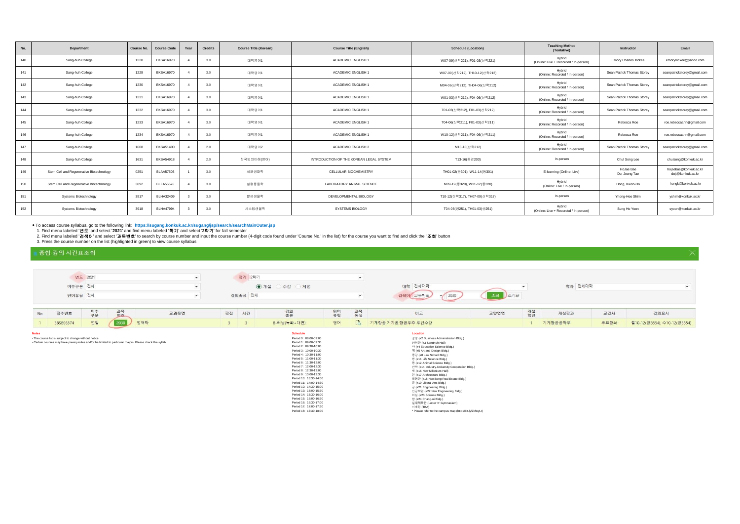| No. | Department | Course No. | Course Code | Year | Credits | Course Title (Korean) | Course Title (English) | Schedule (Location) | Teaching Method (Tentative) | Instructor | Email |
|---|---|---|---|---|---|---|---|---|---|---|---|
| 140 | Sang-huh College | 1228 | BKSA16970 | 4 | 3.0 | 대학영어1 | ACADEMIC ENGLISH 1 | W07-09(산학221), F01-03(산학221) | Hybrid (Online: Live + Recorded / In-person) | Emory Charles Mckee | emorymckee@yahoo.com |
| 141 | Sang-huh College | 1229 | BKSA16970 | 4 | 3.0 | 대학영어1 | ACADEMIC ENGLISH 1 | W07-09(산학212), TH10-12(산학212) | Hybrid (Online: Recorded / In-person) | Sean Patrick Thomas Storey | seanpatrickstorey@gmail.com |
| 142 | Sang-huh College | 1230 | BKSA16970 | 4 | 3.0 | 대학영어1 | ACADEMIC ENGLISH 1 | M04-06(산학212), TH04-06(산학212) | Hybrid (Online: Recorded / In-person) | Sean Patrick Thomas Storey | seanpatrickstorey@gmail.com |
| 143 | Sang-huh College | 1231 | BKSA16970 | 4 | 3.0 | 대학영어1 | ACADEMIC ENGLISH 1 | W01-03(산학212), F04-06(산학212) | Hybrid (Online: Recorded / In-person) | Sean Patrick Thomas Storey | seanpatrickstorey@gmail.com |
| 144 | Sang-huh College | 1232 | BKSA16970 | 4 | 3.0 | 대학영어1 | ACADEMIC ENGLISH 1 | T01-03(산학212), F01-03(산학212) | Hybrid (Online: Recorded / In-person) | Sean Patrick Thomas Storey | seanpatrickstorey@gmail.com |
| 145 | Sang-huh College | 1233 | BKSA16970 | 4 | 3.0 | 대학영어1 | ACADEMIC ENGLISH 1 | T04-06(산학211), F01-03(산학211) | Hybrid (Online: Recorded / In-person) | Rebecca Roe | roe.rebeccaann@gmail.com |
| 146 | Sang-huh College | 1234 | BKSA16970 | 4 | 3.0 | 대학영어1 | ACADEMIC ENGLISH 1 | W10-12(산학211), F04-06(산학211) | Hybrid (Online: Recorded / In-person) | Rebecca Roe | roe.rebeccaann@gmail.com |
| 147 | Sang-huh College | 1608 | BKSA51400 | 4 | 2.0 | 대학영어2 | ACADEMIC ENGLISH 2 | M13-16(산학212) | Hybrid (Online: Recorded / In-person) | Sean Patrick Thomas Storey | seanpatrickstorey@gmail.com |
| 148 | Sang-huh College | 1631 | BKSA54918 | 4 | 2.0 | 한국법의이해(영어) | INTRODUCTION OF THE KOREAN LEGAL SYSTEM | T13-16(종강203) | In-person | Chul Song Lee | chulsong@konkuk.ac.kr |
| 149 | Stem Cell and Regenerative Biotechnology | 0251 | BLAA57503 | 1 | 3.0 | 세포생화학 | CELLULAR BIOCHEMISTRY | TH01-02(동301), W11-14(동301) | E-learning (Online: Live) | HoJae Bae Do, Jeong Tae | hojaebae@konkuk.ac.kr dojt@konkuk.ac.kr |
| 150 | Stem Cell and Regenerative Biotechnology | 3892 | BLFA55576 | 4 | 3.0 | 실험동물학 | LABORATORY ANIMAL SCIENCE | M09-12(동320), W11-12(동320) | Hybrid (Online: Live / In-person) | Hong, Kwon-Ho | hongk@konkuk.ac.kr |
| 151 | Systems Biotechnology | 3917 | BLHA32409 | 3 | 3.0 | 발생생물학 | DEVELOPMENTAL BIOLOGY | T10-12(산학317), TH07-09(산학317) | In-person | Yhong-Hee Shim | yshim@konkuk.ac.kr |
| 152 | Systems Biotechnology | 3918 | BLHA47994 | 3 | 3.0 | 시스템생물학 | SYSTEMS BIOLOGY | T04-06(생251), TH01-03(생251) | Hybrid (Online: Live + Recorded / In-person) | Sung Ho Yoon | syoon@konkuk.ac.kr |

- To access course syllabus, go to the following link: **https://sugang.konkuk.ac.kr/sugang/jsp/search/searchMainOuter.jsp**
  1. Find menu labeled '**년도**' and select '**2021**' and find menu labeled '**학기**' and select '**2학기**' for fall semester
  2. Find menu labeled '**검색어**' and select '**과목번호**' to search by course number and input the course number (4-digit code found under 'Course No.' in the list) for the course you want to find and click the '**조회**' button
  3. Press the course number on the list (highlighted in green) to view course syllabus

## 종합 강의 시간표조회

년도 2021 | 학기 2학기
이수구분 전체 | ◉ 개설 ○ 수강 ○ 제정 | 대학 전체대학 | 학과 전체대학
언어유형 전체 | 강의종류 전체 | 검색어 과목번호 2030 | 조회 | 초기화

| No | 학수번호 | 이수구분 | 과목번호 | 교과목명 | 학점 | 시간 | 강의종류 | 원어유형 | 과목해설 | 비고 | 교양영역 | 개설학년 | 개설학과 | 교강사 | 강의요시 |
|---|---|---|---|---|---|---|---|---|---|---|---|---|---|---|---|
| 1 | BBSB06374 | 전필 | 2030 | 정역학 | 3 | 3 | B-러닝(녹화+대면) | 영어 | | 기계항공,기계공,항공우주 우선수강 | | 1 | 기계항공공학부 | 추프랑샤 | 월10-12(공B554), 수10-12(공B554) |

**Notes**
- The course list is subject to change without notice
- Certain courses may have prerequisites and/or be limited to particular majors. Please check the syllabi.

**Schedule**
Period 0: 08:00-09:00
Period 1: 09:00-09:30
Period 2: 09:30-10:00
Period 3: 10:00-10:30
Period 4: 10:30-11:00
Period 5: 11:00-11:30
Period 6: 11:30-12:00
Period 7: 12:00-12:30
Period 8: 12:30-13:00
Period 9: 13:00-13:30
Period 10: 13:30-14:00
Period 11: 14:00-14:30
Period 12: 14:30-15:00
Period 13: 15:00-15:30
Period 14: 15:30-16:00
Period 15: 16:00-16:30
Period 16: 16:30-17:00
Period 17: 17:00-17:30
Period 18: 17:30-18:00

**Location**
경영 (#2 Business Administration Bldg.)
상허관 (#3 Sanghuh Hall)
사 (#4 Education Science Bldg.)
예 (#5 Art and Design Bldg.)
종강 (#8 Law School Bldg.)
생 (#11 Life Science Bldg.)
동 (#12 Animal Science Bldg.)
산학 (#14 Industry-University Cooperation Bldg.)
새 (#16 New Millenium Hall)
건 (#17 Architecture Bldg.)
해봉관 (#18 Hae-Bong Real Estate Bldg.)
문 (#19 Liberal Arts Bldg.)
공 (#21 Engineering Bldg.)
신공학관 (#22 New Engineering Bldg.)
이과 (#23 Science Bldg.)
창 (#24 Chang-ui Bldg.)
실내체육관 (Letter 'K' Gymnasium)
미배정 (TBA)
* Please refer to the campus map (http://bit.ly/2kIsyLt)